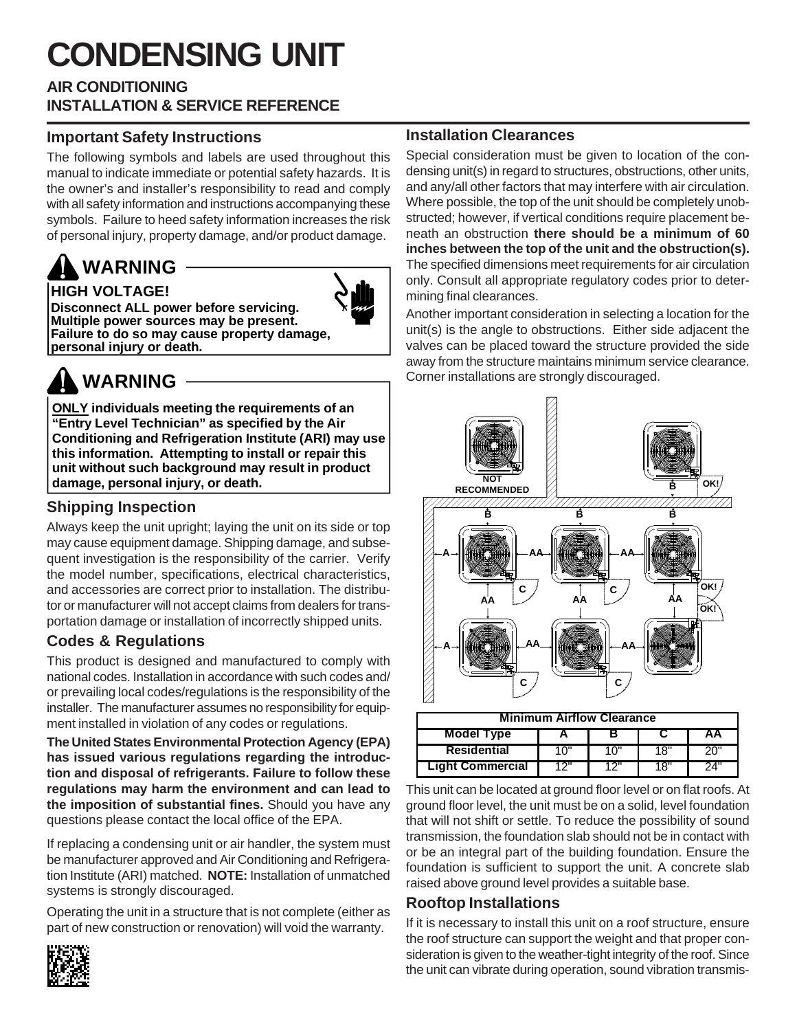# CONDENSING UNIT

**AIR CONDITIONING**
**INSTALLATION & SERVICE REFERENCE**

## Important Safety Instructions

The following symbols and labels are used throughout this manual to indicate immediate or potential safety hazards. It is the owner's and installer's responsibility to read and comply with all safety information and instructions accompanying these symbols. Failure to heed safety information increases the risk of personal injury, property damage, and/or product damage.

> **WARNING**
>
> **HIGH VOLTAGE!**
> **Disconnect ALL power before servicing. Multiple power sources may be present. Failure to do so may cause property damage, personal injury or death.**

> **WARNING**
>
> **ONLY individuals meeting the requirements of an "Entry Level Technician" as specified by the Air Conditioning and Refrigeration Institute (ARI) may use this information. Attempting to install or repair this unit without such background may result in product damage, personal injury, or death.**

## Shipping Inspection

Always keep the unit upright; laying the unit on its side or top may cause equipment damage. Shipping damage, and subsequent investigation is the responsibility of the carrier. Verify the model number, specifications, electrical characteristics, and accessories are correct prior to installation. The distributor or manufacturer will not accept claims from dealers for transportation damage or installation of incorrectly shipped units.

## Codes & Regulations

This product is designed and manufactured to comply with national codes. Installation in accordance with such codes and/or prevailing local codes/regulations is the responsibility of the installer. The manufacturer assumes no responsibility for equipment installed in violation of any codes or regulations.

**The United States Environmental Protection Agency (EPA) has issued various regulations regarding the introduction and disposal of refrigerants. Failure to follow these regulations may harm the environment and can lead to the imposition of substantial fines.** Should you have any questions please contact the local office of the EPA.

If replacing a condensing unit or air handler, the system must be manufacturer approved and Air Conditioning and Refrigeration Institute (ARI) matched. **NOTE:** Installation of unmatched systems is strongly discouraged.

Operating the unit in a structure that is not complete (either as part of new construction or renovation) will void the warranty.

## Installation Clearances

Special consideration must be given to location of the condensing unit(s) in regard to structures, obstructions, other units, and any/all other factors that may interfere with air circulation. Where possible, the top of the unit should be completely unobstructed; however, if vertical conditions require placement beneath an obstruction **there should be a minimum of 60 inches between the top of the unit and the obstruction(s).** The specified dimensions meet requirements for air circulation only. Consult all appropriate regulatory codes prior to determining final clearances.

Another important consideration in selecting a location for the unit(s) is the angle to obstructions. Either side adjacent the valves can be placed toward the structure provided the side away from the structure maintains minimum service clearance. Corner installations are strongly discouraged.

| Minimum Airflow Clearance | | | | |
|---|---|---|---|---|
| Model Type | A | B | C | AA |
| Residential | 10" | 10" | 18" | 20" |
| Light Commercial | 12" | 12" | 18" | 24" |

This unit can be located at ground floor level or on flat roofs. At ground floor level, the unit must be on a solid, level foundation that will not shift or settle. To reduce the possibility of sound transmission, the foundation slab should not be in contact with or be an integral part of the building foundation. Ensure the foundation is sufficient to support the unit. A concrete slab raised above ground level provides a suitable base.

## Rooftop Installations

If it is necessary to install this unit on a roof structure, ensure the roof structure can support the weight and that proper consideration is given to the weather-tight integrity of the roof. Since the unit can vibrate during operation, sound vibration transmis-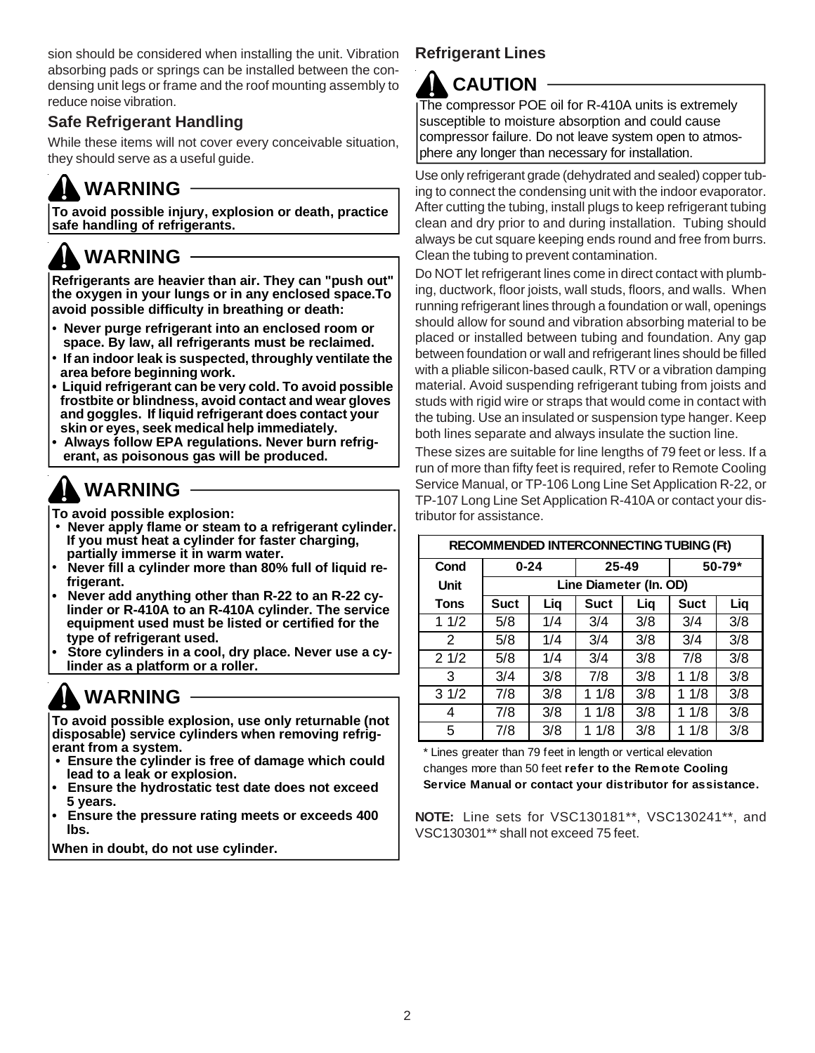sion should be considered when installing the unit. Vibration absorbing pads or springs can be installed between the condensing unit legs or frame and the roof mounting assembly to reduce noise vibration.

### Safe Refrigerant Handling

While these items will not cover every conceivable situation, they should serve as a useful guide.

## WARNING

**To avoid possible injury, explosion or death, practice safe handling of refrigerants.**

## WARNING

**Refrigerants are heavier than air. They can "push out" the oxygen in your lungs or in any enclosed space.To avoid possible difficulty in breathing or death:**

- **Never purge refrigerant into an enclosed room or space. By law, all refrigerants must be reclaimed.**
- **If an indoor leak is suspected, throughly ventilate the area before beginning work.**
- **Liquid refrigerant can be very cold. To avoid possible frostbite or blindness, avoid contact and wear gloves and goggles. If liquid refrigerant does contact your skin or eyes, seek medical help immediately.**
- **Always follow EPA regulations. Never burn refrigerant, as poisonous gas will be produced.**

## WARNING

**To avoid possible explosion:**

- **Never apply flame or steam to a refrigerant cylinder. If you must heat a cylinder for faster charging, partially immerse it in warm water.**
- **Never fill a cylinder more than 80% full of liquid refrigerant.**
- **Never add anything other than R-22 to an R-22 cylinder or R-410A to an R-410A cylinder. The service equipment used must be listed or certified for the type of refrigerant used.**
- **Store cylinders in a cool, dry place. Never use a cylinder as a platform or a roller.**

## WARNING

**To avoid possible explosion, use only returnable (not disposable) service cylinders when removing refrigerant from a system.**

- **Ensure the cylinder is free of damage which could lead to a leak or explosion.**
- **Ensure the hydrostatic test date does not exceed 5 years.**
- **Ensure the pressure rating meets or exceeds 400 lbs.**

**When in doubt, do not use cylinder.**

### Refrigerant Lines

## CAUTION

The compressor POE oil for R-410A units is extremely susceptible to moisture absorption and could cause compressor failure. Do not leave system open to atmosphere any longer than necessary for installation.

Use only refrigerant grade (dehydrated and sealed) copper tubing to connect the condensing unit with the indoor evaporator. After cutting the tubing, install plugs to keep refrigerant tubing clean and dry prior to and during installation. Tubing should always be cut square keeping ends round and free from burrs. Clean the tubing to prevent contamination.

Do NOT let refrigerant lines come in direct contact with plumbing, ductwork, floor joists, wall studs, floors, and walls. When running refrigerant lines through a foundation or wall, openings should allow for sound and vibration absorbing material to be placed or installed between tubing and foundation. Any gap between foundation or wall and refrigerant lines should be filled with a pliable silicon-based caulk, RTV or a vibration damping material. Avoid suspending refrigerant tubing from joists and studs with rigid wire or straps that would come in contact with the tubing. Use an insulated or suspension type hanger. Keep both lines separate and always insulate the suction line.

These sizes are suitable for line lengths of 79 feet or less. If a run of more than fifty feet is required, refer to Remote Cooling Service Manual, or TP-106 Long Line Set Application R-22, or TP-107 Long Line Set Application R-410A or contact your distributor for assistance.

| RECOMMENDED INTERCONNECTING TUBING (Ft) | | | | | | |
|---|---|---|---|---|---|---|
| Cond | 0-24 | | 25-49 | | 50-79* | |
| Unit | Line Diameter (In. OD) | | | | | |
| Tons | Suct | Liq | Suct | Liq | Suct | Liq |
| 1 1/2 | 5/8 | 1/4 | 3/4 | 3/8 | 3/4 | 3/8 |
| 2 | 5/8 | 1/4 | 3/4 | 3/8 | 3/4 | 3/8 |
| 2 1/2 | 5/8 | 1/4 | 3/4 | 3/8 | 7/8 | 3/8 |
| 3 | 3/4 | 3/8 | 7/8 | 3/8 | 1 1/8 | 3/8 |
| 3 1/2 | 7/8 | 3/8 | 1 1/8 | 3/8 | 1 1/8 | 3/8 |
| 4 | 7/8 | 3/8 | 1 1/8 | 3/8 | 1 1/8 | 3/8 |
| 5 | 7/8 | 3/8 | 1 1/8 | 3/8 | 1 1/8 | 3/8 |

* Lines greater than 79 feet in length or vertical elevation changes more than 50 feet **refer to the Remote Cooling Service Manual or contact your distributor for assistance.**

**NOTE:** Line sets for VSC130181**, VSC130241**, and VSC130301** shall not exceed 75 feet.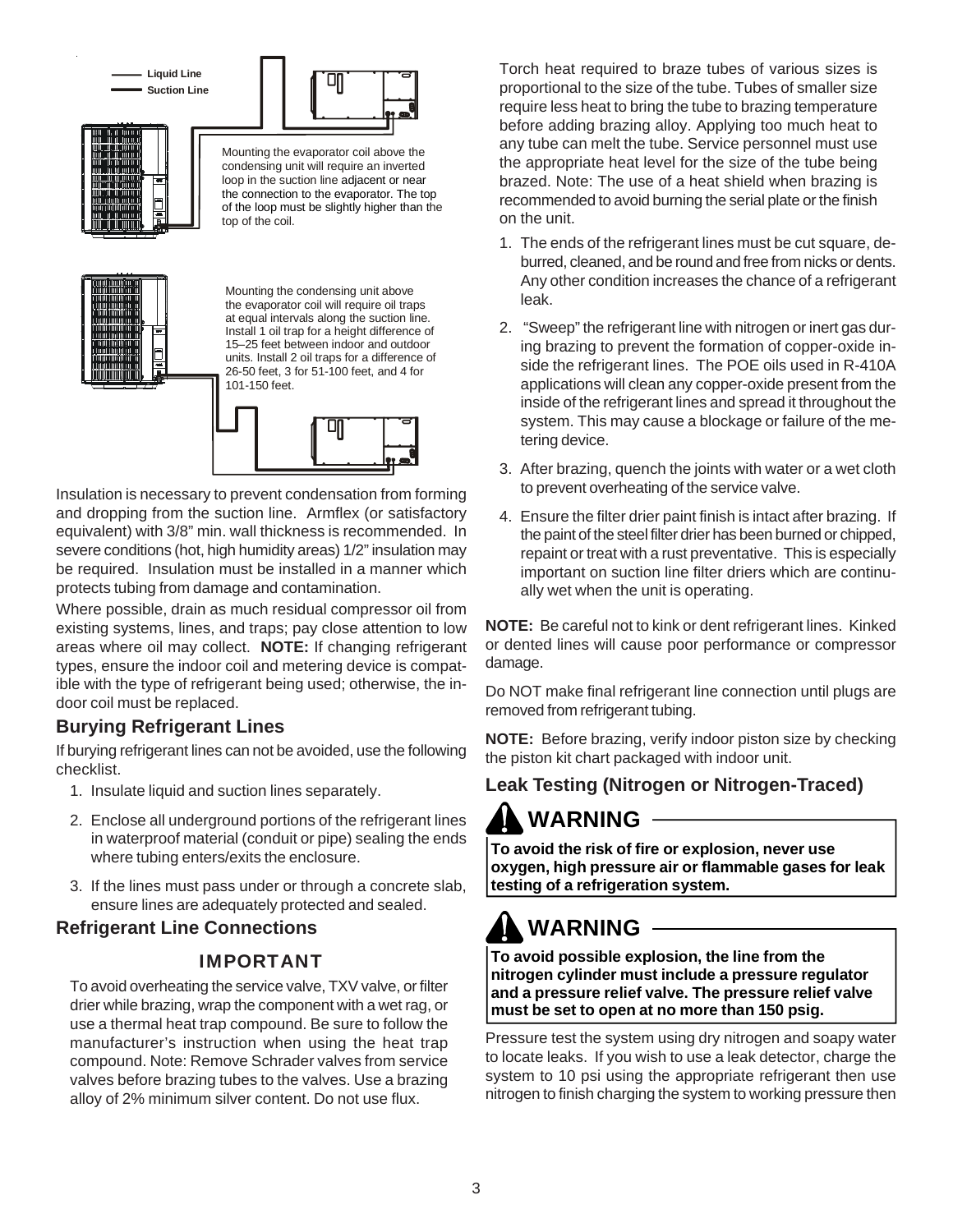Liquid Line
Suction Line

Mounting the evaporator coil above the condensing unit will require an inverted loop in the suction line adjacent or near the connection to the evaporator. The top of the loop must be slightly higher than the top of the coil.

Mounting the condensing unit above the evaporator coil will require oil traps at equal intervals along the suction line. Install 1 oil trap for a height difference of 15–25 feet between indoor and outdoor units. Install 2 oil traps for a difference of 26-50 feet, 3 for 51-100 feet, and 4 for 101-150 feet.

Insulation is necessary to prevent condensation from forming and dropping from the suction line. Armflex (or satisfactory equivalent) with 3/8" min. wall thickness is recommended. In severe conditions (hot, high humidity areas) 1/2" insulation may be required. Insulation must be installed in a manner which protects tubing from damage and contamination.

Where possible, drain as much residual compressor oil from existing systems, lines, and traps; pay close attention to low areas where oil may collect. **NOTE:** If changing refrigerant types, ensure the indoor coil and metering device is compatible with the type of refrigerant being used; otherwise, the indoor coil must be replaced.

## Burying Refrigerant Lines

If burying refrigerant lines can not be avoided, use the following checklist.

1. Insulate liquid and suction lines separately.
2. Enclose all underground portions of the refrigerant lines in waterproof material (conduit or pipe) sealing the ends where tubing enters/exits the enclosure.
3. If the lines must pass under or through a concrete slab, ensure lines are adequately protected and sealed.

## Refrigerant Line Connections

### IMPORTANT

To avoid overheating the service valve, TXV valve, or filter drier while brazing, wrap the component with a wet rag, or use a thermal heat trap compound. Be sure to follow the manufacturer's instruction when using the heat trap compound. Note: Remove Schrader valves from service valves before brazing tubes to the valves. Use a brazing alloy of 2% minimum silver content. Do not use flux.

Torch heat required to braze tubes of various sizes is proportional to the size of the tube. Tubes of smaller size require less heat to bring the tube to brazing temperature before adding brazing alloy. Applying too much heat to any tube can melt the tube. Service personnel must use the appropriate heat level for the size of the tube being brazed. Note: The use of a heat shield when brazing is recommended to avoid burning the serial plate or the finish on the unit.

1. The ends of the refrigerant lines must be cut square, deburred, cleaned, and be round and free from nicks or dents. Any other condition increases the chance of a refrigerant leak.
2. "Sweep" the refrigerant line with nitrogen or inert gas during brazing to prevent the formation of copper-oxide inside the refrigerant lines. The POE oils used in R-410A applications will clean any copper-oxide present from the inside of the refrigerant lines and spread it throughout the system. This may cause a blockage or failure of the metering device.
3. After brazing, quench the joints with water or a wet cloth to prevent overheating of the service valve.
4. Ensure the filter drier paint finish is intact after brazing. If the paint of the steel filter drier has been burned or chipped, repaint or treat with a rust preventative. This is especially important on suction line filter driers which are continually wet when the unit is operating.

**NOTE:** Be careful not to kink or dent refrigerant lines. Kinked or dented lines will cause poor performance or compressor damage.

Do NOT make final refrigerant line connection until plugs are removed from refrigerant tubing.

**NOTE:** Before brazing, verify indoor piston size by checking the piston kit chart packaged with indoor unit.

## Leak Testing (Nitrogen or Nitrogen-Traced)

### WARNING

**To avoid the risk of fire or explosion, never use oxygen, high pressure air or flammable gases for leak testing of a refrigeration system.**

### WARNING

**To avoid possible explosion, the line from the nitrogen cylinder must include a pressure regulator and a pressure relief valve. The pressure relief valve must be set to open at no more than 150 psig.**

Pressure test the system using dry nitrogen and soapy water to locate leaks. If you wish to use a leak detector, charge the system to 10 psi using the appropriate refrigerant then use nitrogen to finish charging the system to working pressure then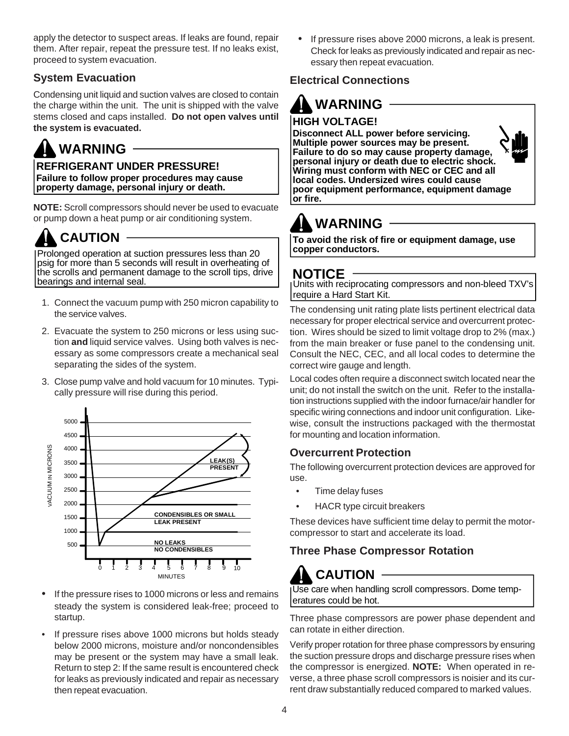apply the detector to suspect areas. If leaks are found, repair them. After repair, repeat the pressure test. If no leaks exist, proceed to system evacuation.

### System Evacuation

Condensing unit liquid and suction valves are closed to contain the charge within the unit. The unit is shipped with the valve stems closed and caps installed. **Do not open valves until the system is evacuated.**

> **WARNING**
>
> **REFRIGERANT UNDER PRESSURE!**
> **Failure to follow proper procedures may cause property damage, personal injury or death.**

**NOTE:** Scroll compressors should never be used to evacuate or pump down a heat pump or air conditioning system.

> **CAUTION**
>
> Prolonged operation at suction pressures less than 20 psig for more than 5 seconds will result in overheating of the scrolls and permanent damage to the scroll tips, drive bearings and internal seal.

1. Connect the vacuum pump with 250 micron capability to the service valves.
2. Evacuate the system to 250 microns or less using suction **and** liquid service valves. Using both valves is necessary as some compressors create a mechanical seal separating the sides of the system.
3. Close pump valve and hold vacuum for 10 minutes. Typically pressure will rise during this period.

VACUUM IN MICRONS (500–5000) vs. MINUTES (0–10): LEAK(S) PRESENT; CONDENSIBLES OR SMALL LEAK PRESENT; NO LEAKS NO CONDENSIBLES

- If the pressure rises to 1000 microns or less and remains steady the system is considered leak-free; proceed to startup.
- If pressure rises above 1000 microns but holds steady below 2000 microns, moisture and/or noncondensibles may be present or the system may have a small leak. Return to step 2: If the same result is encountered check for leaks as previously indicated and repair as necessary then repeat evacuation.
- If pressure rises above 2000 microns, a leak is present. Check for leaks as previously indicated and repair as necessary then repeat evacuation.

### Electrical Connections

> **WARNING**
>
> **HIGH VOLTAGE!**
> **Disconnect ALL power before servicing. Multiple power sources may be present. Failure to do so may cause property damage, personal injury or death due to electric shock. Wiring must conform with NEC or CEC and all local codes. Undersized wires could cause poor equipment performance, equipment damage or fire.**

> **WARNING**
>
> **To avoid the risk of fire or equipment damage, use copper conductors.**

> **NOTICE**
>
> Units with reciprocating compressors and non-bleed TXV's require a Hard Start Kit.

The condensing unit rating plate lists pertinent electrical data necessary for proper electrical service and overcurrent protection. Wires should be sized to limit voltage drop to 2% (max.) from the main breaker or fuse panel to the condensing unit. Consult the NEC, CEC, and all local codes to determine the correct wire gauge and length.

Local codes often require a disconnect switch located near the unit; do not install the switch on the unit. Refer to the installation instructions supplied with the indoor furnace/air handler for specific wiring connections and indoor unit configuration. Likewise, consult the instructions packaged with the thermostat for mounting and location information.

### Overcurrent Protection

The following overcurrent protection devices are approved for use.

- Time delay fuses
- HACR type circuit breakers

These devices have sufficient time delay to permit the motor-compressor to start and accelerate its load.

### Three Phase Compressor Rotation

> **CAUTION**
>
> Use care when handling scroll compressors. Dome temperatures could be hot.

Three phase compressors are power phase dependent and can rotate in either direction.

Verify proper rotation for three phase compressors by ensuring the suction pressure drops and discharge pressure rises when the compressor is energized. **NOTE:** When operated in reverse, a three phase scroll compressors is noisier and its current draw substantially reduced compared to marked values.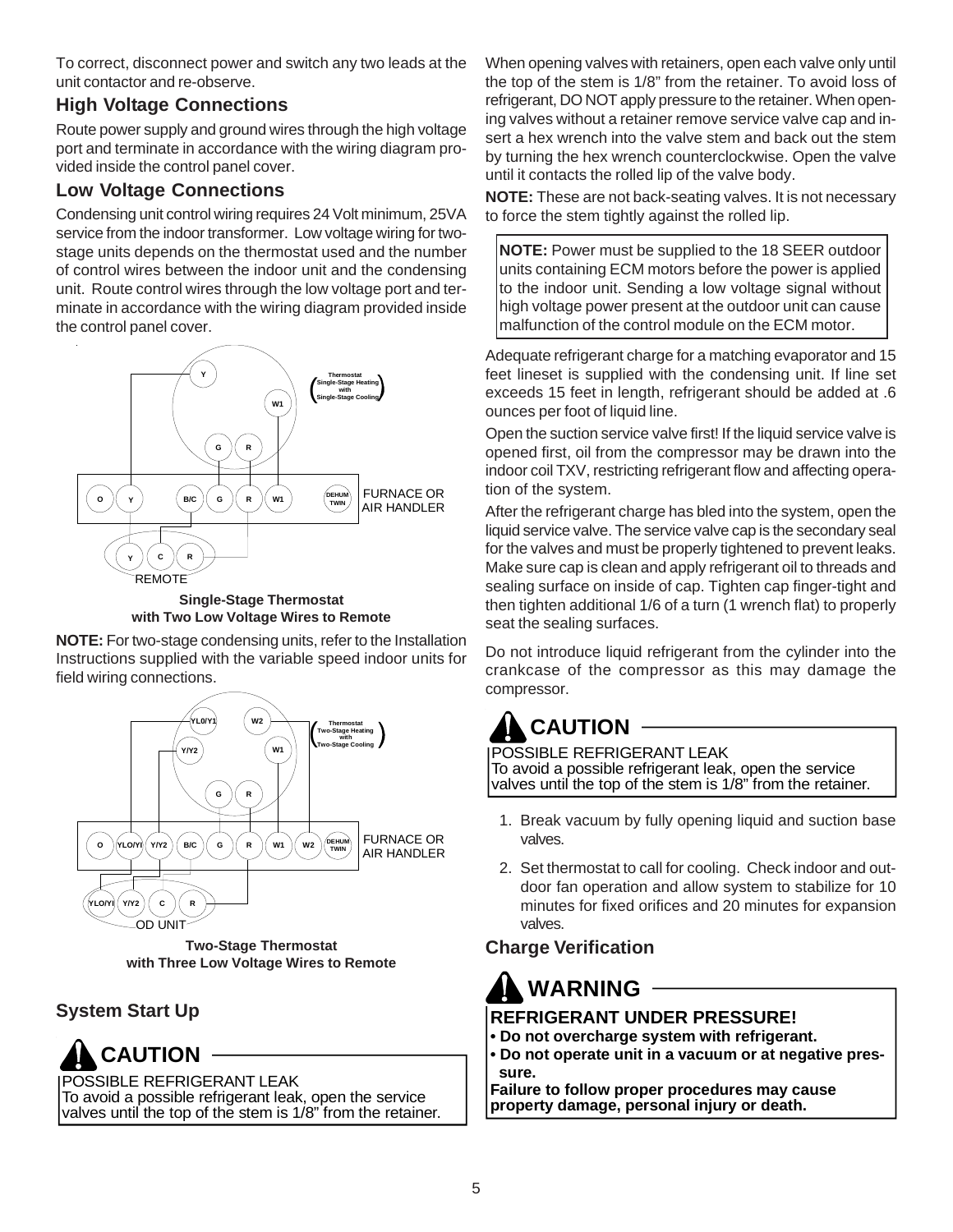To correct, disconnect power and switch any two leads at the unit contactor and re-observe.

### High Voltage Connections

Route power supply and ground wires through the high voltage port and terminate in accordance with the wiring diagram provided inside the control panel cover.

### Low Voltage Connections

Condensing unit control wiring requires 24 Volt minimum, 25VA service from the indoor transformer. Low voltage wiring for two-stage units depends on the thermostat used and the number of control wires between the indoor unit and the condensing unit. Route control wires through the low voltage port and terminate in accordance with the wiring diagram provided inside the control panel cover.

**Single-Stage Thermostat with Two Low Voltage Wires to Remote**

**NOTE:** For two-stage condensing units, refer to the Installation Instructions supplied with the variable speed indoor units for field wiring connections.

**Two-Stage Thermostat with Three Low Voltage Wires to Remote**

### System Start Up

> **CAUTION**
>
> POSSIBLE REFRIGERANT LEAK
> To avoid a possible refrigerant leak, open the service valves until the top of the stem is 1/8" from the retainer.

When opening valves with retainers, open each valve only until the top of the stem is 1/8" from the retainer. To avoid loss of refrigerant, DO NOT apply pressure to the retainer. When opening valves without a retainer remove service valve cap and insert a hex wrench into the valve stem and back out the stem by turning the hex wrench counterclockwise. Open the valve until it contacts the rolled lip of the valve body.

**NOTE:** These are not back-seating valves. It is not necessary to force the stem tightly against the rolled lip.

> **NOTE:** Power must be supplied to the 18 SEER outdoor units containing ECM motors before the power is applied to the indoor unit. Sending a low voltage signal without high voltage power present at the outdoor unit can cause malfunction of the control module on the ECM motor.

Adequate refrigerant charge for a matching evaporator and 15 feet lineset is supplied with the condensing unit. If line set exceeds 15 feet in length, refrigerant should be added at .6 ounces per foot of liquid line.

Open the suction service valve first! If the liquid service valve is opened first, oil from the compressor may be drawn into the indoor coil TXV, restricting refrigerant flow and affecting operation of the system.

After the refrigerant charge has bled into the system, open the liquid service valve. The service valve cap is the secondary seal for the valves and must be properly tightened to prevent leaks. Make sure cap is clean and apply refrigerant oil to threads and sealing surface on inside of cap. Tighten cap finger-tight and then tighten additional 1/6 of a turn (1 wrench flat) to properly seat the sealing surfaces.

Do not introduce liquid refrigerant from the cylinder into the crankcase of the compressor as this may damage the compressor.

> **CAUTION**
>
> POSSIBLE REFRIGERANT LEAK
> To avoid a possible refrigerant leak, open the service valves until the top of the stem is 1/8" from the retainer.

1. Break vacuum by fully opening liquid and suction base valves.
2. Set thermostat to call for cooling. Check indoor and outdoor fan operation and allow system to stabilize for 10 minutes for fixed orifices and 20 minutes for expansion valves.

### Charge Verification

> **WARNING**
>
> **REFRIGERANT UNDER PRESSURE!**
> - **Do not overcharge system with refrigerant.**
> - **Do not operate unit in a vacuum or at negative pressure.**
>
> **Failure to follow proper procedures may cause property damage, personal injury or death.**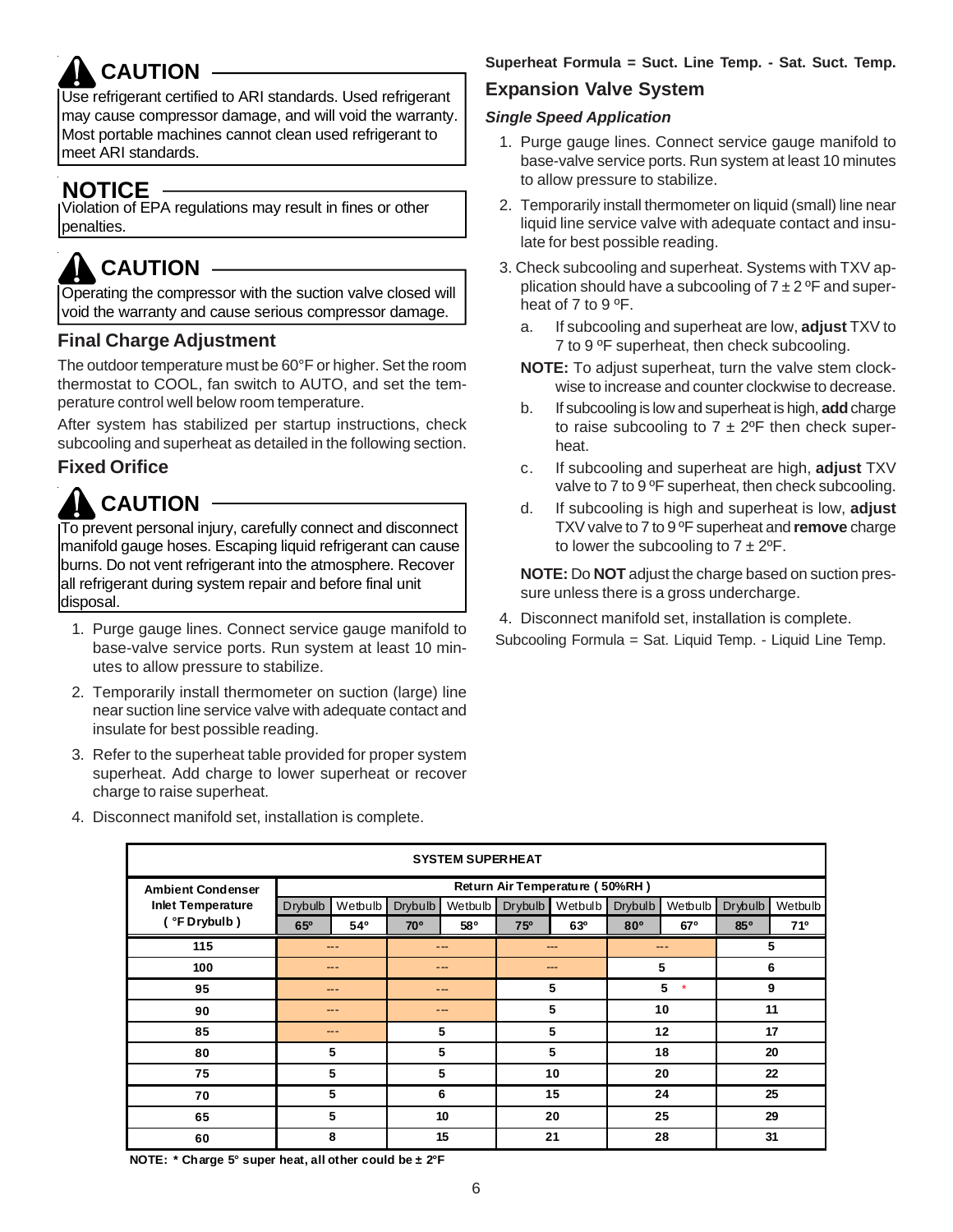## ⚠ CAUTION

Use refrigerant certified to ARI standards. Used refrigerant may cause compressor damage, and will void the warranty. Most portable machines cannot clean used refrigerant to meet ARI standards.

## NOTICE

Violation of EPA regulations may result in fines or other penalties.

## ⚠ CAUTION

Operating the compressor with the suction valve closed will void the warranty and cause serious compressor damage.

### Final Charge Adjustment

The outdoor temperature must be 60°F or higher. Set the room thermostat to COOL, fan switch to AUTO, and set the temperature control well below room temperature.

After system has stabilized per startup instructions, check subcooling and superheat as detailed in the following section.

### Fixed Orifice

## ⚠ CAUTION

To prevent personal injury, carefully connect and disconnect manifold gauge hoses. Escaping liquid refrigerant can cause burns. Do not vent refrigerant into the atmosphere. Recover all refrigerant during system repair and before final unit disposal.

1. Purge gauge lines. Connect service gauge manifold to base-valve service ports. Run system at least 10 minutes to allow pressure to stabilize.
2. Temporarily install thermometer on suction (large) line near suction line service valve with adequate contact and insulate for best possible reading.
3. Refer to the superheat table provided for proper system superheat. Add charge to lower superheat or recover charge to raise superheat.
4. Disconnect manifold set, installation is complete.

**Superheat Formula = Suct. Line Temp. - Sat. Suct. Temp.**

### Expansion Valve System

***Single Speed Application***

1. Purge gauge lines. Connect service gauge manifold to base-valve service ports. Run system at least 10 minutes to allow pressure to stabilize.
2. Temporarily install thermometer on liquid (small) line near liquid line service valve with adequate contact and insulate for best possible reading.
3. Check subcooling and superheat. Systems with TXV application should have a subcooling of 7 ± 2 ºF and superheat of 7 to 9 ºF.
   a. If subcooling and superheat are low, **adjust** TXV to 7 to 9 ºF superheat, then check subcooling.

   **NOTE:** To adjust superheat, turn the valve stem clockwise to increase and counter clockwise to decrease.

   b. If subcooling is low and superheat is high, **add** charge to raise subcooling to 7 ± 2ºF then check superheat.

   c. If subcooling and superheat are high, **adjust** TXV valve to 7 to 9 ºF superheat, then check subcooling.

   d. If subcooling is high and superheat is low, **adjust** TXV valve to 7 to 9 ºF superheat and **remove** charge to lower the subcooling to 7 ± 2ºF.

   **NOTE:** Do **NOT** adjust the charge based on suction pressure unless there is a gross undercharge.
4. Disconnect manifold set, installation is complete.

Subcooling Formula = Sat. Liquid Temp. - Liquid Line Temp.

| SYSTEM SUPERHEAT | | | | | |
|---|---|---|---|---|---|
| Ambient Condenser Inlet Temperature (°F Drybulb) | Return Air Temperature (50%RH) | | | | |
| | Drybulb 65° / Wetbulb 54° | Drybulb 70° / Wetbulb 58° | Drybulb 75° / Wetbulb 63° | Drybulb 80° / Wetbulb 67° | Drybulb 85° / Wetbulb 71° |
| 115 | --- | --- | --- | --- | 5 |
| 100 | --- | --- | --- | 5 | 6 |
| 95 | --- | --- | 5 | 5 * | 9 |
| 90 | --- | --- | 5 | 10 | 11 |
| 85 | --- | 5 | 5 | 12 | 17 |
| 80 | 5 | 5 | 5 | 18 | 20 |
| 75 | 5 | 5 | 10 | 20 | 22 |
| 70 | 5 | 6 | 15 | 24 | 25 |
| 65 | 5 | 10 | 20 | 25 | 29 |
| 60 | 8 | 15 | 21 | 28 | 31 |

**NOTE: * Charge 5° super heat, all other could be ± 2°F**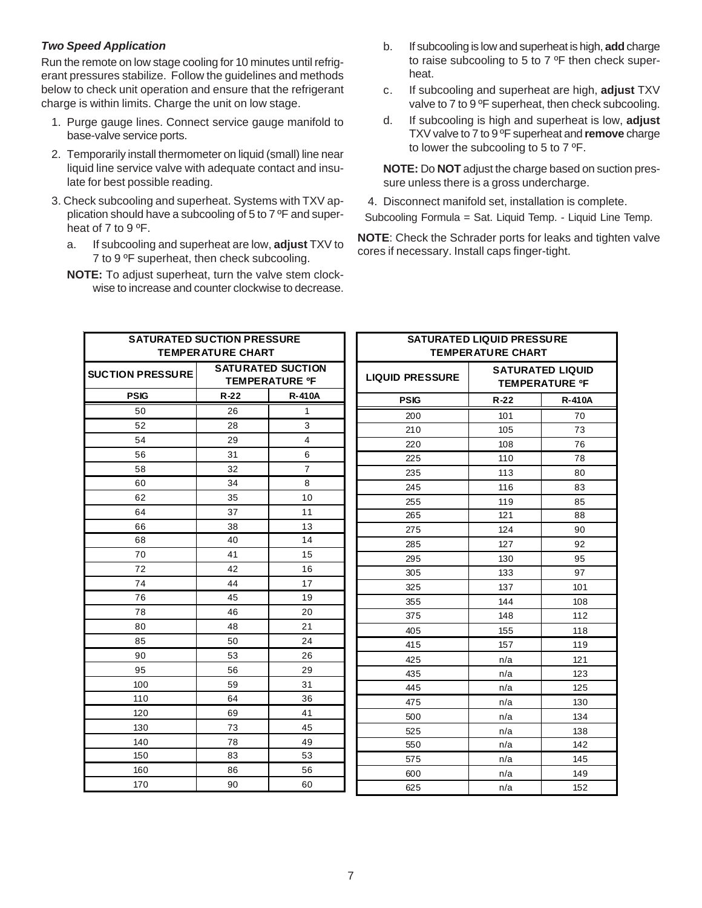### *Two Speed Application*

Run the remote on low stage cooling for 10 minutes until refrigerant pressures stabilize. Follow the guidelines and methods below to check unit operation and ensure that the refrigerant charge is within limits. Charge the unit on low stage.

1. Purge gauge lines. Connect service gauge manifold to base-valve service ports.
2. Temporarily install thermometer on liquid (small) line near liquid line service valve with adequate contact and insulate for best possible reading.
3. Check subcooling and superheat. Systems with TXV application should have a subcooling of 5 to 7 ºF and superheat of 7 to 9 ºF.
   a. If subcooling and superheat are low, **adjust** TXV to 7 to 9 ºF superheat, then check subcooling.

   **NOTE:** To adjust superheat, turn the valve stem clockwise to increase and counter clockwise to decrease.

   b. If subcooling is low and superheat is high, **add** charge to raise subcooling to 5 to 7 ºF then check superheat.
   c. If subcooling and superheat are high, **adjust** TXV valve to 7 to 9 ºF superheat, then check subcooling.
   d. If subcooling is high and superheat is low, **adjust** TXV valve to 7 to 9 ºF superheat and **remove** charge to lower the subcooling to 5 to 7 ºF.

   **NOTE:** Do **NOT** adjust the charge based on suction pressure unless there is a gross undercharge.
4. Disconnect manifold set, installation is complete.

Subcooling Formula = Sat. Liquid Temp. - Liquid Line Temp.

**NOTE**: Check the Schrader ports for leaks and tighten valve cores if necessary. Install caps finger-tight.

| SATURATED SUCTION PRESSURE TEMPERATURE CHART | | |
|---|---|---|
| **SUCTION PRESSURE** | **SATURATED SUCTION TEMPERATURE ºF** | |
| **PSIG** | **R-22** | **R-410A** |
| 50 | 26 | 1 |
| 52 | 28 | 3 |
| 54 | 29 | 4 |
| 56 | 31 | 6 |
| 58 | 32 | 7 |
| 60 | 34 | 8 |
| 62 | 35 | 10 |
| 64 | 37 | 11 |
| 66 | 38 | 13 |
| 68 | 40 | 14 |
| 70 | 41 | 15 |
| 72 | 42 | 16 |
| 74 | 44 | 17 |
| 76 | 45 | 19 |
| 78 | 46 | 20 |
| 80 | 48 | 21 |
| 85 | 50 | 24 |
| 90 | 53 | 26 |
| 95 | 56 | 29 |
| 100 | 59 | 31 |
| 110 | 64 | 36 |
| 120 | 69 | 41 |
| 130 | 73 | 45 |
| 140 | 78 | 49 |
| 150 | 83 | 53 |
| 160 | 86 | 56 |
| 170 | 90 | 60 |

| SATURATED LIQUID PRESSURE TEMPERATURE CHART | | |
|---|---|---|
| **LIQUID PRESSURE** | **SATURATED LIQUID TEMPERATURE ºF** | |
| **PSIG** | **R-22** | **R-410A** |
| 200 | 101 | 70 |
| 210 | 105 | 73 |
| 220 | 108 | 76 |
| 225 | 110 | 78 |
| 235 | 113 | 80 |
| 245 | 116 | 83 |
| 255 | 119 | 85 |
| 265 | 121 | 88 |
| 275 | 124 | 90 |
| 285 | 127 | 92 |
| 295 | 130 | 95 |
| 305 | 133 | 97 |
| 325 | 137 | 101 |
| 355 | 144 | 108 |
| 375 | 148 | 112 |
| 405 | 155 | 118 |
| 415 | 157 | 119 |
| 425 | n/a | 121 |
| 435 | n/a | 123 |
| 445 | n/a | 125 |
| 475 | n/a | 130 |
| 500 | n/a | 134 |
| 525 | n/a | 138 |
| 550 | n/a | 142 |
| 575 | n/a | 145 |
| 600 | n/a | 149 |
| 625 | n/a | 152 |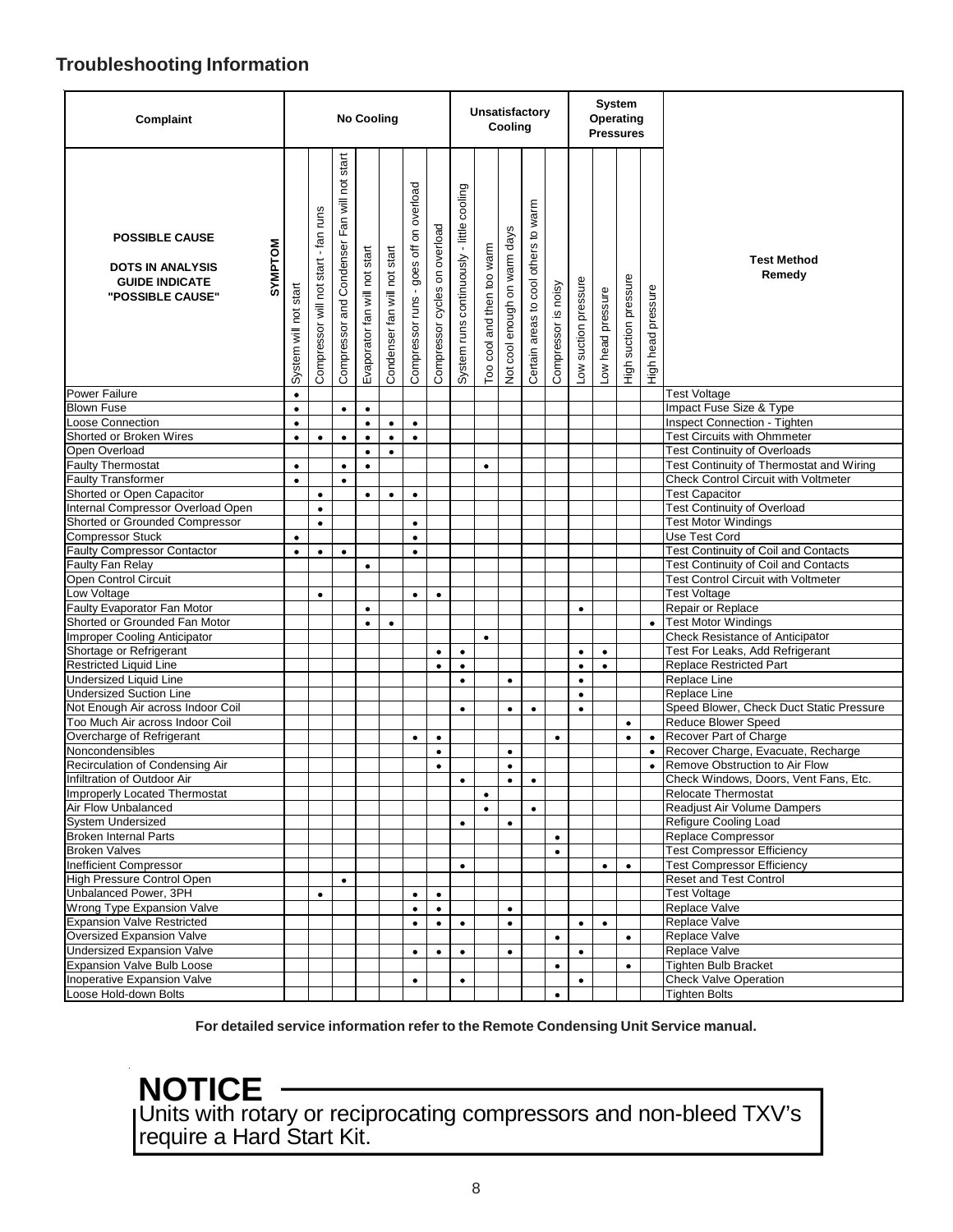## Troubleshooting Information

| Complaint | No Cooling | | | | | | | Unsatisfactory Cooling | | | | | System Operating Pressures | | | | |
|---|---|---|---|---|---|---|---|---|---|---|---|---|---|---|---|---|---|
| **POSSIBLE CAUSE**<br>**DOTS IN ANALYSIS GUIDE INDICATE "POSSIBLE CAUSE"** / **SYMPTOM** | System will not start | Compressor will not start - fan runs | Compressor and Condenser Fan will not start | Evaporator fan will not start | Condenser fan will not start | Compressor runs - goes off on overload | Compressor cycles on overload | System runs continuously - little cooling | Too cool and then too warm | Not cool enough on warm days | Certain areas to cool others to warm | Compressor is noisy | Low suction pressure | Low head pressure | High suction pressure | High head pressure | **Test Method Remedy** |
| Power Failure | • | | | | | | | | | | | | | | | | Test Voltage |
| Blown Fuse | • | | • | • | | | | | | | | | | | | | Impact Fuse Size & Type |
| Loose Connection | • | | | • | • | • | | | | | | | | | | | Inspect Connection - Tighten |
| Shorted or Broken Wires | • | • | • | • | • | • | | | | | | | | | | | Test Circuits with Ohmmeter |
| Open Overload | | | | • | • | | | | | | | | | | | | Test Continuity of Overloads |
| Faulty Thermostat | • | | • | • | | | | | • | | | | | | | | Test Continuity of Thermostat and Wiring |
| Faulty Transformer | • | | • | | | | | | | | | | | | | | Check Control Circuit with Voltmeter |
| Shorted or Open Capacitor | | • | | • | • | • | | | | | | | | | | | Test Capacitor |
| Internal Compressor Overload Open | | • | | | | | | | | | | | | | | | Test Continuity of Overload |
| Shorted or Grounded Compressor | | • | | | | • | | | | | | | | | | | Test Motor Windings |
| Compressor Stuck | • | | | | | • | | | | | | | | | | | Use Test Cord |
| Faulty Compressor Contactor | • | • | • | | | • | | | | | | | | | | | Test Continuity of Coil and Contacts |
| Faulty Fan Relay | | | | • | | | | | | | | | | | | | Test Continuity of Coil and Contacts |
| Open Control Circuit | | | | | | | | | | | | | | | | | Test Control Circuit with Voltmeter |
| Low Voltage | | • | | | | • | • | | | | | | | | | | Test Voltage |
| Faulty Evaporator Fan Motor | | | | • | | | | | | | | | • | | | | Repair or Replace |
| Shorted or Grounded Fan Motor | | | | • | • | | | | | | | | | | | • | Test Motor Windings |
| Improper Cooling Anticipator | | | | | | | | | • | | | | | | | | Check Resistance of Anticipator |
| Shortage or Refrigerant | | | | | | | • | • | | | | | • | • | | | Test For Leaks, Add Refrigerant |
| Restricted Liquid Line | | | | | | | • | • | | | | | • | • | | | Replace Restricted Part |
| Undersized Liquid Line | | | | | | | | • | | • | | | • | | | | Replace Line |
| Undersized Suction Line | | | | | | | | | | | | | • | | | | Replace Line |
| Not Enough Air across Indoor Coil | | | | | | | | • | | • | • | | • | | | | Speed Blower, Check Duct Static Pressure |
| Too Much Air across Indoor Coil | | | | | | | | | | | | | | | • | | Reduce Blower Speed |
| Overcharge of Refrigerant | | | | | | • | • | | | | | • | | | • | • | Recover Part of Charge |
| Noncondensibles | | | | | | | • | | | • | | | | | | • | Recover Charge, Evacuate, Recharge |
| Recirculation of Condensing Air | | | | | | | • | | | • | | | | | | • | Remove Obstruction to Air Flow |
| Infiltration of Outdoor Air | | | | | | | | • | | • | • | | | | | | Check Windows, Doors, Vent Fans, Etc. |
| Improperly Located Thermostat | | | | | | | | | • | | | | | | | | Relocate Thermostat |
| Air Flow Unbalanced | | | | | | | | | • | | • | | | | | | Readjust Air Volume Dampers |
| System Undersized | | | | | | | | • | | • | | | | | | | Refigure Cooling Load |
| Broken Internal Parts | | | | | | | | | | | | • | | | | | Replace Compressor |
| Broken Valves | | | | | | | | | | | | • | | | | | Test Compressor Efficiency |
| Inefficient Compressor | | | | | | | | • | | | | | | • | • | | Test Compressor Efficiency |
| High Pressure Control Open | | | • | | | | | | | | | | | | | | Reset and Test Control |
| Unbalanced Power, 3PH | | • | | | | • | • | | | | | | | | | | Test Voltage |
| Wrong Type Expansion Valve | | | | | | • | • | | | • | | | | | | | Replace Valve |
| Expansion Valve Restricted | | | | | | • | • | • | | • | | | • | • | | | Replace Valve |
| Oversized Expansion Valve | | | | | | | | | | | | • | | | • | | Replace Valve |
| Undersized Expansion Valve | | | | | | • | • | • | | • | | | • | | | | Replace Valve |
| Expansion Valve Bulb Loose | | | | | | | | | | | | • | | | • | | Tighten Bulb Bracket |
| Inoperative Expansion Valve | | | | | | • | | • | | | | | • | | | | Check Valve Operation |
| Loose Hold-down Bolts | | | | | | | | | | | | • | | | | | Tighten Bolts |

**For detailed service information refer to the Remote Condensing Unit Service manual.**

## NOTICE

Units with rotary or reciprocating compressors and non-bleed TXV's require a Hard Start Kit.